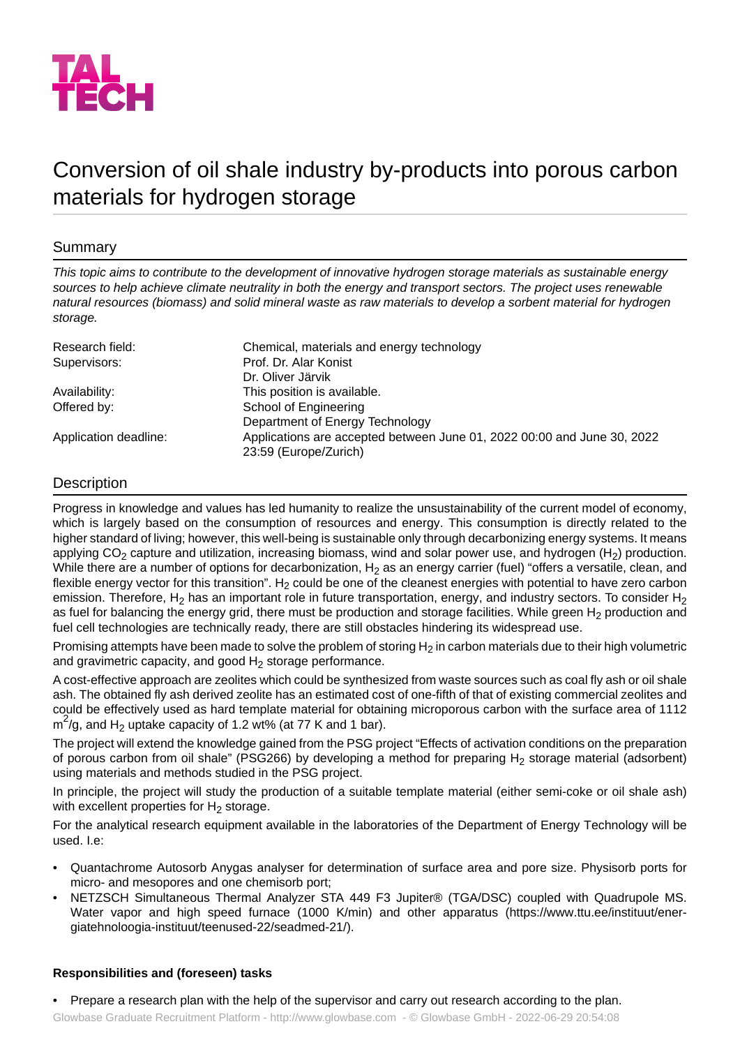# Conversion of oil shale industry by-products into porous carbon materials for hydrogen storage

## Summary

*This topic aims to contribute to the development of innovative hydrogen storage materials as sustainable energy sources to help achieve climate neutrality in both the energy and transport sectors. The project uses renewable natural resources (biomass) and solid mineral waste as raw materials to develop a sorbent material for hydrogen storage.*

| | |
|---|---|
| Research field: | Chemical, materials and energy technology |
| Supervisors: | Prof. Dr. Alar Konist |
| | Dr. Oliver Järvik |
| Availability: | This position is available. |
| Offered by: | School of Engineering |
| | Department of Energy Technology |
| Application deadline: | Applications are accepted between June 01, 2022 00:00 and June 30, 2022 23:59 (Europe/Zurich) |

## Description

Progress in knowledge and values has led humanity to realize the unsustainability of the current model of economy, which is largely based on the consumption of resources and energy. This consumption is directly related to the higher standard of living; however, this well-being is sustainable only through decarbonizing energy systems. It means applying $CO_2$ capture and utilization, increasing biomass, wind and solar power use, and hydrogen ($H_2$) production. While there are a number of options for decarbonization, $H_2$ as an energy carrier (fuel) "offers a versatile, clean, and flexible energy vector for this transition". $H_2$ could be one of the cleanest energies with potential to have zero carbon emission. Therefore, $H_2$ has an important role in future transportation, energy, and industry sectors. To consider $H_2$ as fuel for balancing the energy grid, there must be production and storage facilities. While green $H_2$ production and fuel cell technologies are technically ready, there are still obstacles hindering its widespread use.

Promising attempts have been made to solve the problem of storing $H_2$ in carbon materials due to their high volumetric and gravimetric capacity, and good $H_2$ storage performance.

A cost-effective approach are zeolites which could be synthesized from waste sources such as coal fly ash or oil shale ash. The obtained fly ash derived zeolite has an estimated cost of one-fifth of that of existing commercial zeolites and could be effectively used as hard template material for obtaining microporous carbon with the surface area of 1112 $m^2/g$, and $H_2$ uptake capacity of 1.2 wt% (at 77 K and 1 bar).

The project will extend the knowledge gained from the PSG project "Effects of activation conditions on the preparation of porous carbon from oil shale" (PSG266) by developing a method for preparing $H_2$ storage material (adsorbent) using materials and methods studied in the PSG project.

In principle, the project will study the production of a suitable template material (either semi-coke or oil shale ash) with excellent properties for $H_2$ storage.

For the analytical research equipment available in the laboratories of the Department of Energy Technology will be used. I.e:

- Quantachrome Autosorb Anygas analyser for determination of surface area and pore size. Physisorb ports for micro- and mesopores and one chemisorb port;
- NETZSCH Simultaneous Thermal Analyzer STA 449 F3 Jupiter® (TGA/DSC) coupled with Quadrupole MS. Water vapor and high speed furnace (1000 K/min) and other apparatus (https://www.ttu.ee/instituut/energiatehnoloogia-instituut/teenused-22/seadmed-21/).

**Responsibilities and (foreseen) tasks**

- Prepare a research plan with the help of the supervisor and carry out research according to the plan.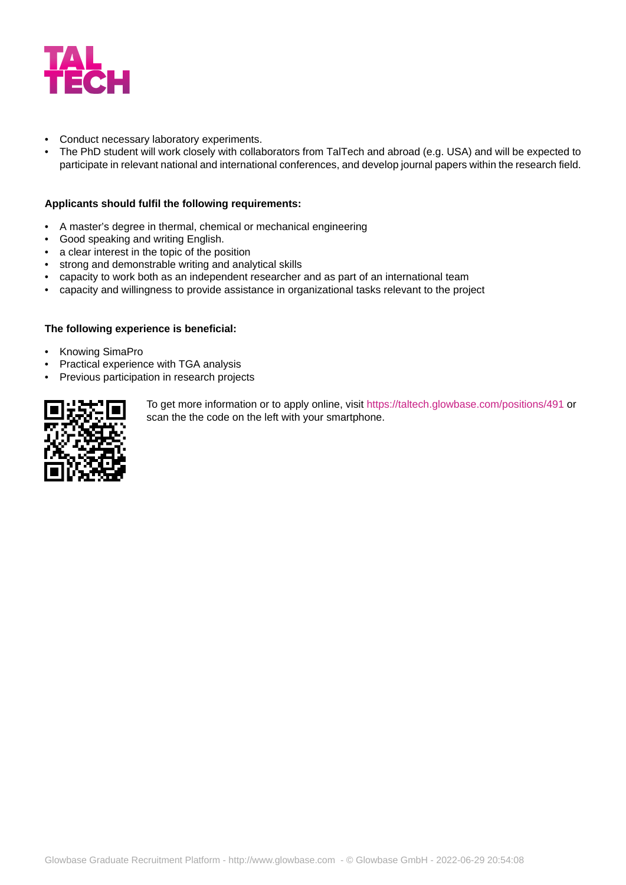- Conduct necessary laboratory experiments.
- The PhD student will work closely with collaborators from TalTech and abroad (e.g. USA) and will be expected to participate in relevant national and international conferences, and develop journal papers within the research field.

**Applicants should fulfil the following requirements:**

- A master's degree in thermal, chemical or mechanical engineering
- Good speaking and writing English.
- a clear interest in the topic of the position
- strong and demonstrable writing and analytical skills
- capacity to work both as an independent researcher and as part of an international team
- capacity and willingness to provide assistance in organizational tasks relevant to the project

**The following experience is beneficial:**

- Knowing SimaPro
- Practical experience with TGA analysis
- Previous participation in research projects

To get more information or to apply online, visit https://taltech.glowbase.com/positions/491 or scan the the code on the left with your smartphone.